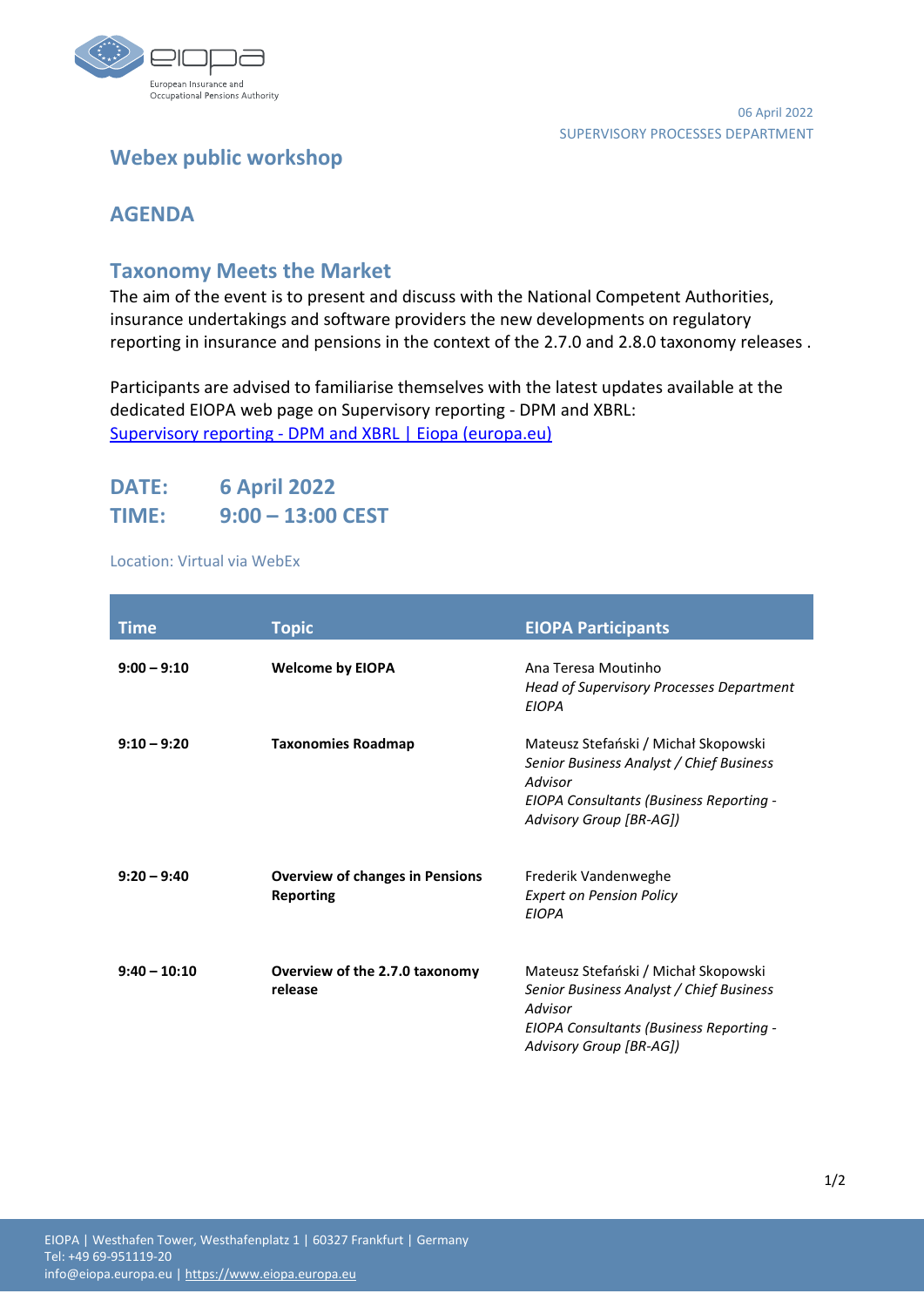06 April 2022
SUPERVISORY PROCESSES DEPARTMENT

## Webex public workshop

## AGENDA

## Taxonomy Meets the Market

The aim of the event is to present and discuss with the National Competent Authorities, insurance undertakings and software providers the new developments on regulatory reporting in insurance and pensions in the context of the 2.7.0 and 2.8.0 taxonomy releases .

Participants are advised to familiarise themselves with the latest updates available at the dedicated EIOPA web page on Supervisory reporting - DPM and XBRL:
[Supervisory reporting - DPM and XBRL | Eiopa (europa.eu)](https://www.eiopa.europa.eu)

**DATE:** 6 April 2022
**TIME:** 9:00 – 13:00 CEST

Location: Virtual via WebEx

| Time | Topic | EIOPA Participants |
|---|---|---|
| **9:00 – 9:10** | **Welcome by EIOPA** | Ana Teresa Moutinho<br>*Head of Supervisory Processes Department*<br>*EIOPA* |
| **9:10 – 9:20** | **Taxonomies Roadmap** | Mateusz Stefański / Michał Skopowski<br>*Senior Business Analyst / Chief Business Advisor*<br>*EIOPA Consultants (Business Reporting - Advisory Group [BR-AG])* |
| **9:20 – 9:40** | **Overview of changes in Pensions Reporting** | Frederik Vandenweghe<br>*Expert on Pension Policy*<br>*EIOPA* |
| **9:40 – 10:10** | **Overview of the 2.7.0 taxonomy release** | Mateusz Stefański / Michał Skopowski<br>*Senior Business Analyst / Chief Business Advisor*<br>*EIOPA Consultants (Business Reporting - Advisory Group [BR-AG])* |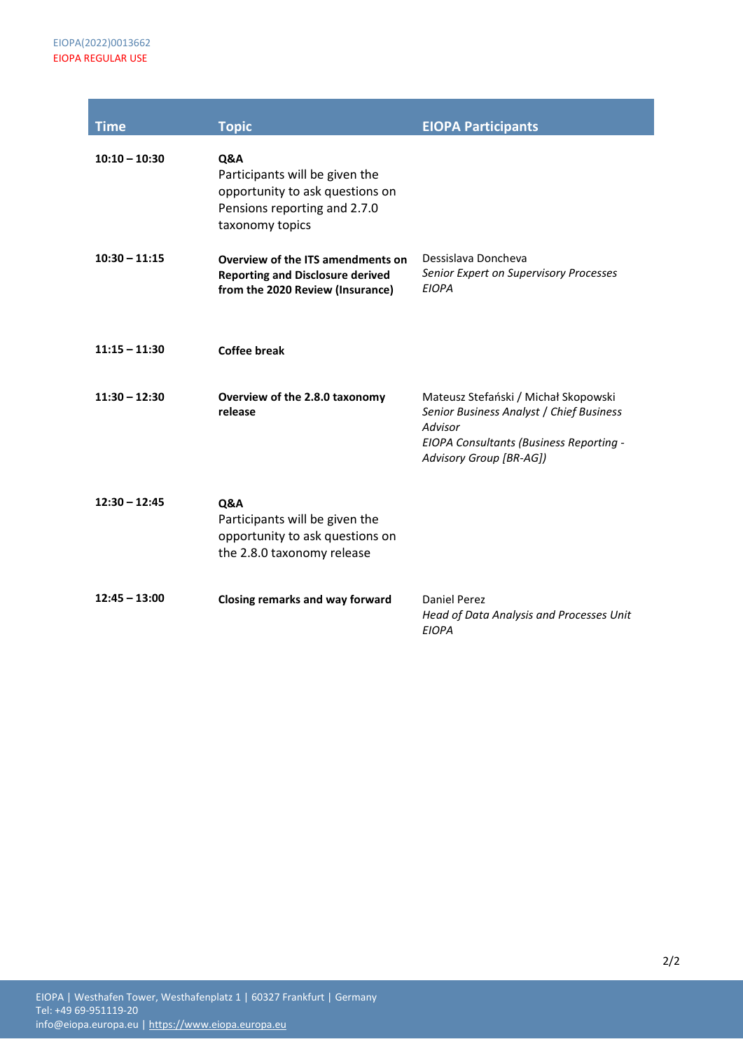EIOPA(2022)0013662
EIOPA REGULAR USE

| Time | Topic | EIOPA Participants |
|---|---|---|
| **10:10 – 10:30** | **Q&A**<br>Participants will be given the opportunity to ask questions on Pensions reporting and 2.7.0 taxonomy topics | |
| **10:30 – 11:15** | **Overview of the ITS amendments on Reporting and Disclosure derived from the 2020 Review (Insurance)** | Dessislava Doncheva<br>*Senior Expert on Supervisory Processes*<br>*EIOPA* |
| **11:15 – 11:30** | **Coffee break** | |
| **11:30 – 12:30** | **Overview of the 2.8.0 taxonomy release** | Mateusz Stefański / Michał Skopowski<br>*Senior Business Analyst / Chief Business Advisor*<br>*EIOPA Consultants (Business Reporting - Advisory Group [BR-AG])* |
| **12:30 – 12:45** | **Q&A**<br>Participants will be given the opportunity to ask questions on the 2.8.0 taxonomy release | |
| **12:45 – 13:00** | **Closing remarks and way forward** | Daniel Perez<br>*Head of Data Analysis and Processes Unit*<br>*EIOPA* |

EIOPA | Westhafen Tower, Westhafenplatz 1 | 60327 Frankfurt | Germany
Tel: +49 69-951119-20
info@eiopa.europa.eu | https://www.eiopa.europa.eu